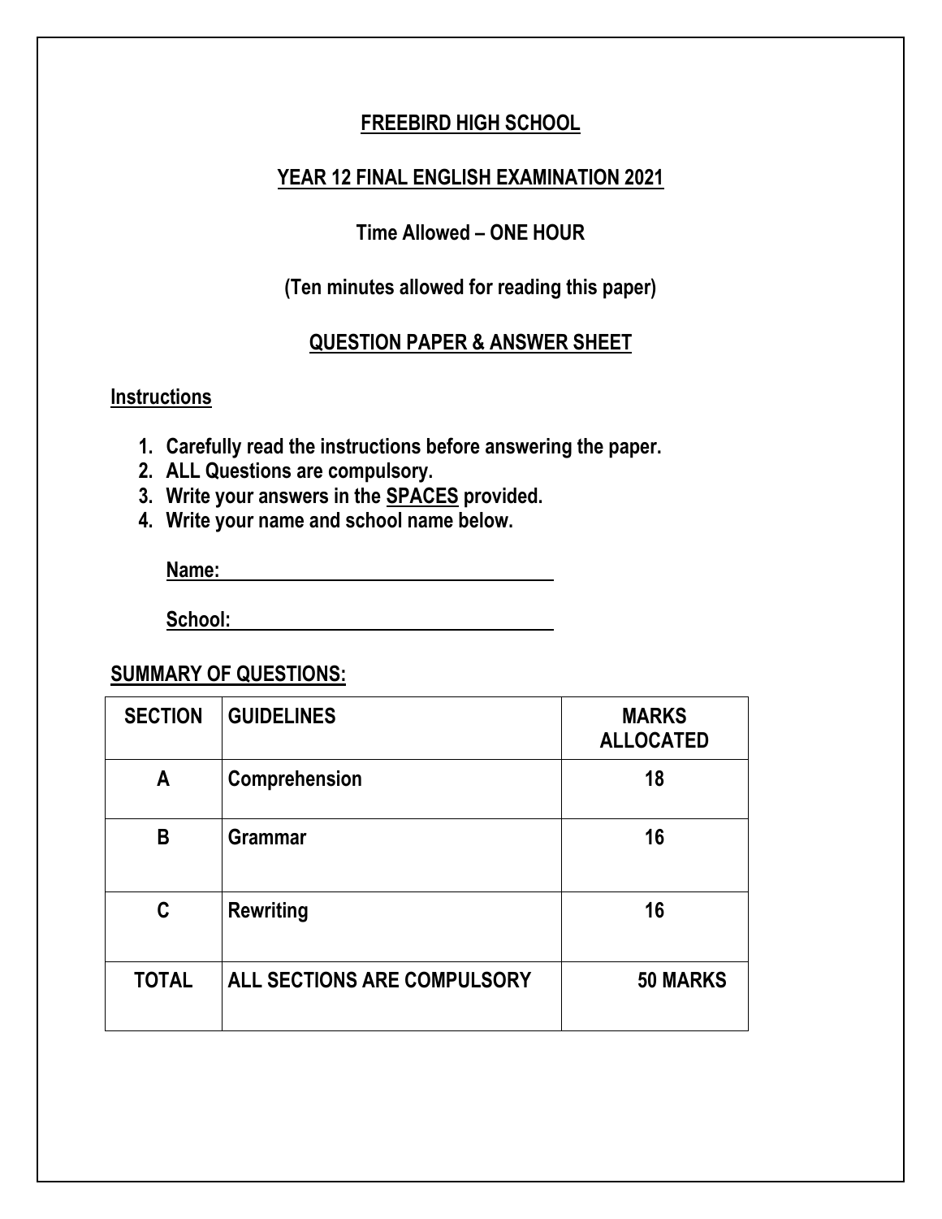# FREEBIRD HIGH SCHOOL

## YEAR 12 FINAL ENGLISH EXAMINATION 2021

**Time Allowed – ONE HOUR**

**(Ten minutes allowed for reading this paper)**

## QUESTION PAPER & ANSWER SHEET

**Instructions**

1. **Carefully read the instructions before answering the paper.**
2. **ALL Questions are compulsory.**
3. **Write your answers in the SPACES provided.**
4. **Write your name and school name below.**

**Name:** ________________________________

**School:** ________________________________

**SUMMARY OF QUESTIONS:**

| SECTION | GUIDELINES | MARKS ALLOCATED |
|---|---|---|
| A | Comprehension | 18 |
| B | Grammar | 16 |
| C | Rewriting | 16 |
| TOTAL | ALL SECTIONS ARE COMPULSORY | 50 MARKS |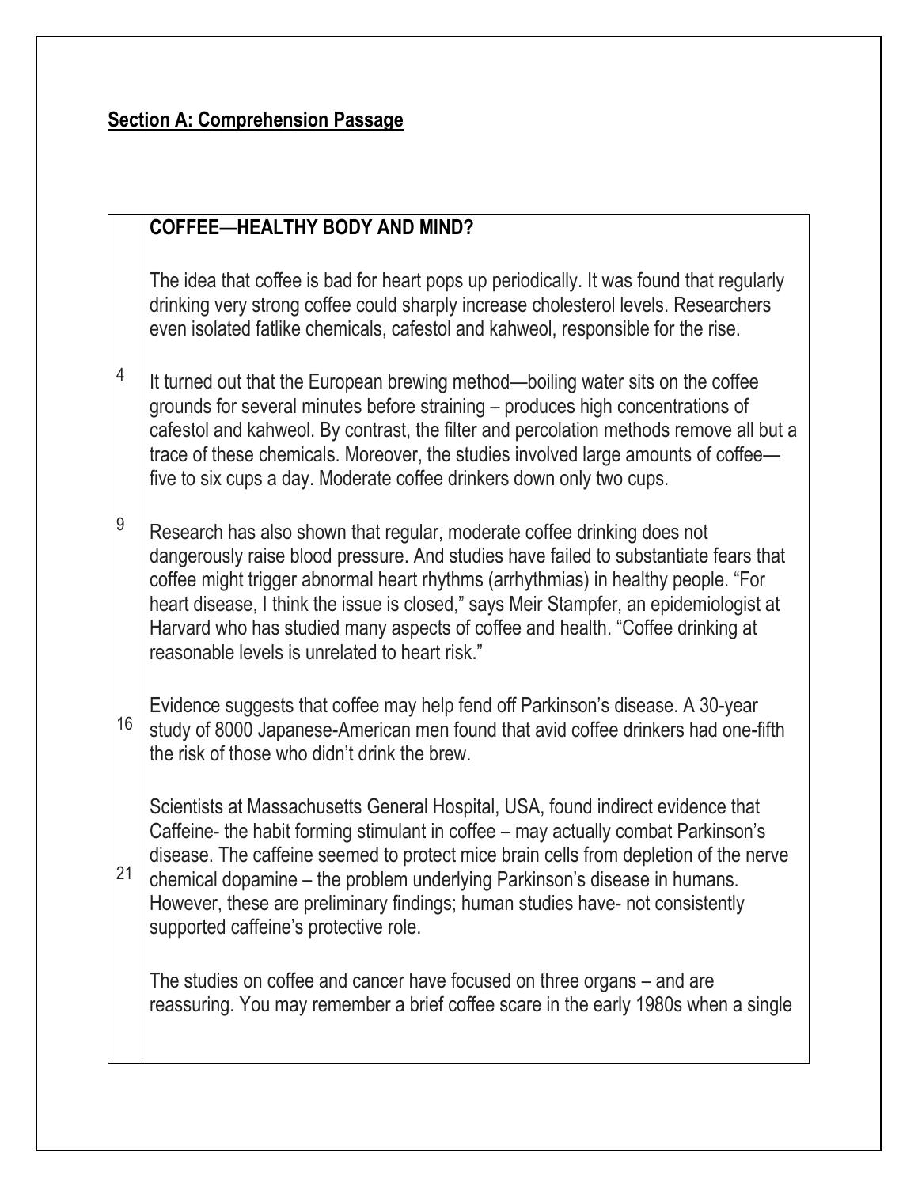## Section A: Comprehension Passage

**COFFEE—HEALTHY BODY AND MIND?**

The idea that coffee is bad for heart pops up periodically. It was found that regularly drinking very strong coffee could sharply increase cholesterol levels. Researchers even isolated fatlike chemicals, cafestol and kahweol, responsible for the rise.

4 It turned out that the European brewing method—boiling water sits on the coffee grounds for several minutes before straining – produces high concentrations of cafestol and kahweol. By contrast, the filter and percolation methods remove all but a trace of these chemicals. Moreover, the studies involved large amounts of coffee—five to six cups a day. Moderate coffee drinkers down only two cups.

9 Research has also shown that regular, moderate coffee drinking does not dangerously raise blood pressure. And studies have failed to substantiate fears that coffee might trigger abnormal heart rhythms (arrhythmias) in healthy people. "For heart disease, I think the issue is closed," says Meir Stampfer, an epidemiologist at Harvard who has studied many aspects of coffee and health. "Coffee drinking at reasonable levels is unrelated to heart risk."

16 Evidence suggests that coffee may help fend off Parkinson's disease. A 30-year study of 8000 Japanese-American men found that avid coffee drinkers had one-fifth the risk of those who didn't drink the brew.

21 Scientists at Massachusetts General Hospital, USA, found indirect evidence that Caffeine- the habit forming stimulant in coffee – may actually combat Parkinson's disease. The caffeine seemed to protect mice brain cells from depletion of the nerve chemical dopamine – the problem underlying Parkinson's disease in humans. However, these are preliminary findings; human studies have- not consistently supported caffeine's protective role.

The studies on coffee and cancer have focused on three organs – and are reassuring. You may remember a brief coffee scare in the early 1980s when a single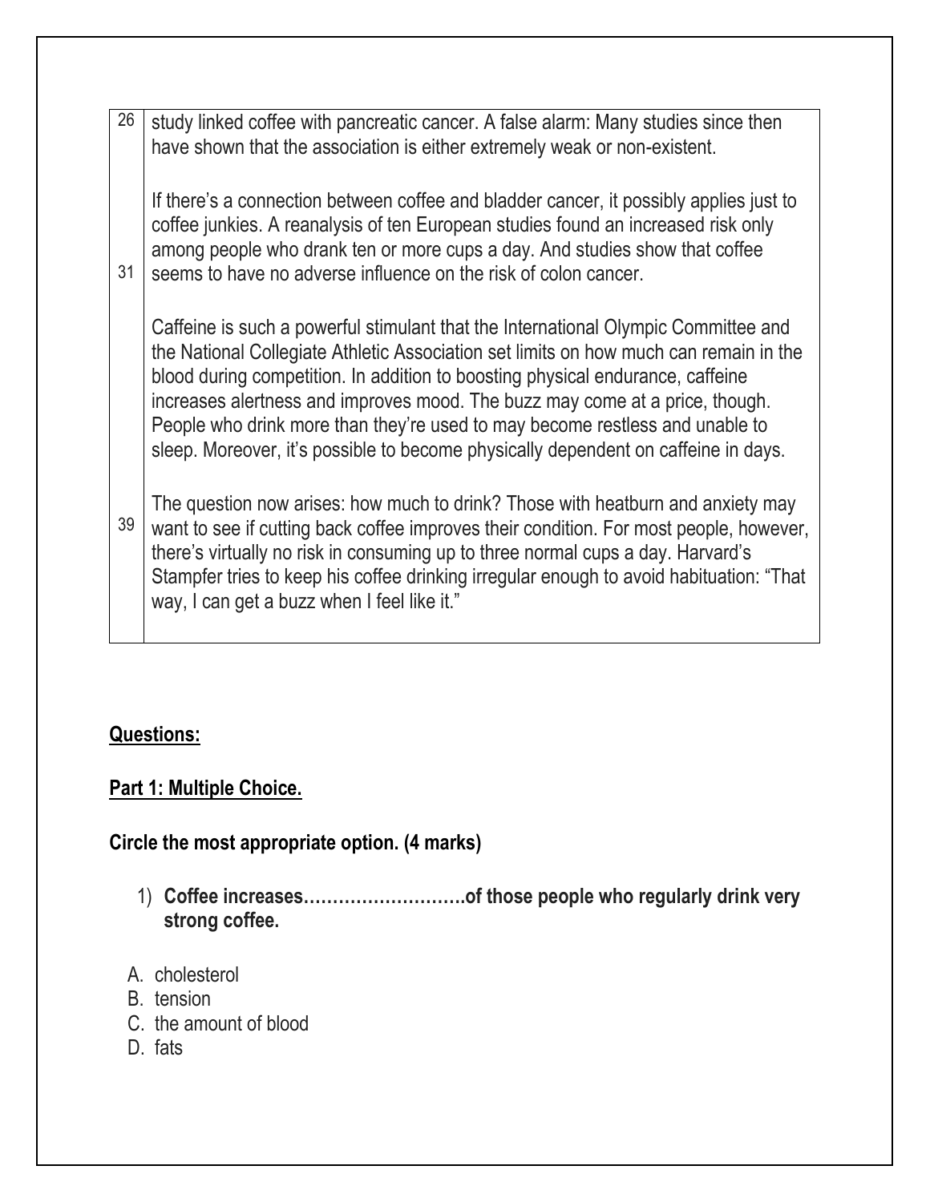| | |
|---|---|
| 26 | study linked coffee with pancreatic cancer. A false alarm: Many studies since then have shown that the association is either extremely weak or non-existent. |
| 31 | If there's a connection between coffee and bladder cancer, it possibly applies just to coffee junkies. A reanalysis of ten European studies found an increased risk only among people who drank ten or more cups a day. And studies show that coffee seems to have no adverse influence on the risk of colon cancer. |
| | Caffeine is such a powerful stimulant that the International Olympic Committee and the National Collegiate Athletic Association set limits on how much can remain in the blood during competition. In addition to boosting physical endurance, caffeine increases alertness and improves mood. The buzz may come at a price, though. People who drink more than they're used to may become restless and unable to sleep. Moreover, it's possible to become physically dependent on caffeine in days. |
| 39 | The question now arises: how much to drink? Those with heatburn and anxiety may want to see if cutting back coffee improves their condition. For most people, however, there's virtually no risk in consuming up to three normal cups a day. Harvard's Stampfer tries to keep his coffee drinking irregular enough to avoid habituation: "That way, I can get a buzz when I feel like it." |

**Questions:**

**Part 1: Multiple Choice.**

**Circle the most appropriate option. (4 marks)**

1) **Coffee increases……………………….of those people who regularly drink very strong coffee.**

A. cholesterol
B. tension
C. the amount of blood
D. fats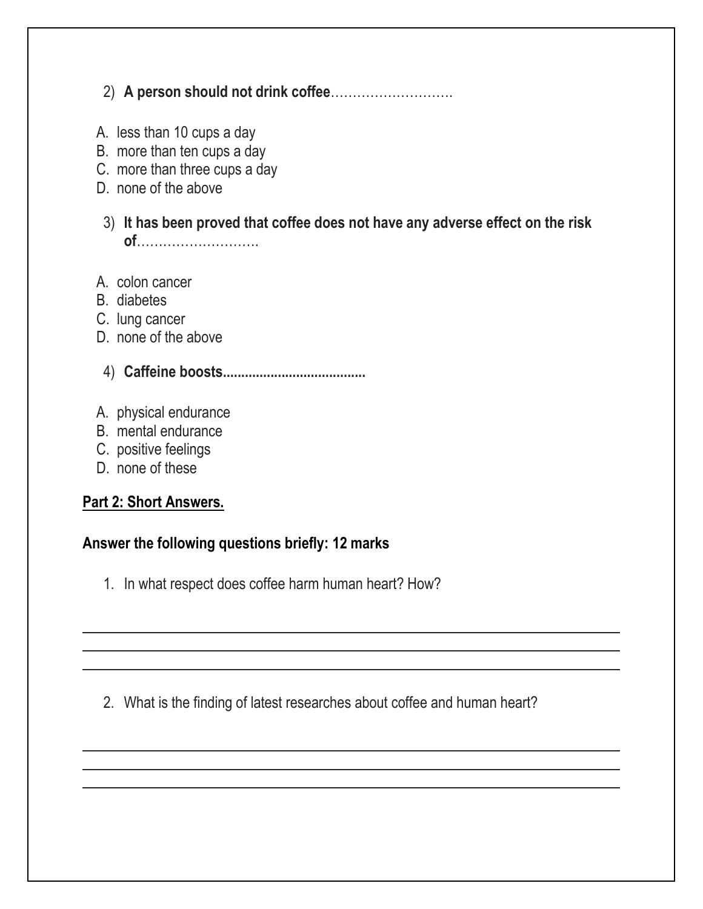2) **A person should not drink coffee**……………………….

A. less than 10 cups a day
B. more than ten cups a day
C. more than three cups a day
D. none of the above

3) **It has been proved that coffee does not have any adverse effect on the risk of**……………………….

A. colon cancer
B. diabetes
C. lung cancer
D. none of the above

4) **Caffeine boosts......................................**

A. physical endurance
B. mental endurance
C. positive feelings
D. none of these

## Part 2: Short Answers.

**Answer the following questions briefly: 12 marks**

1. In what respect does coffee harm human heart? How?

______________________________________________________________________
______________________________________________________________________
______________________________________________________________________

2. What is the finding of latest researches about coffee and human heart?

______________________________________________________________________
______________________________________________________________________
______________________________________________________________________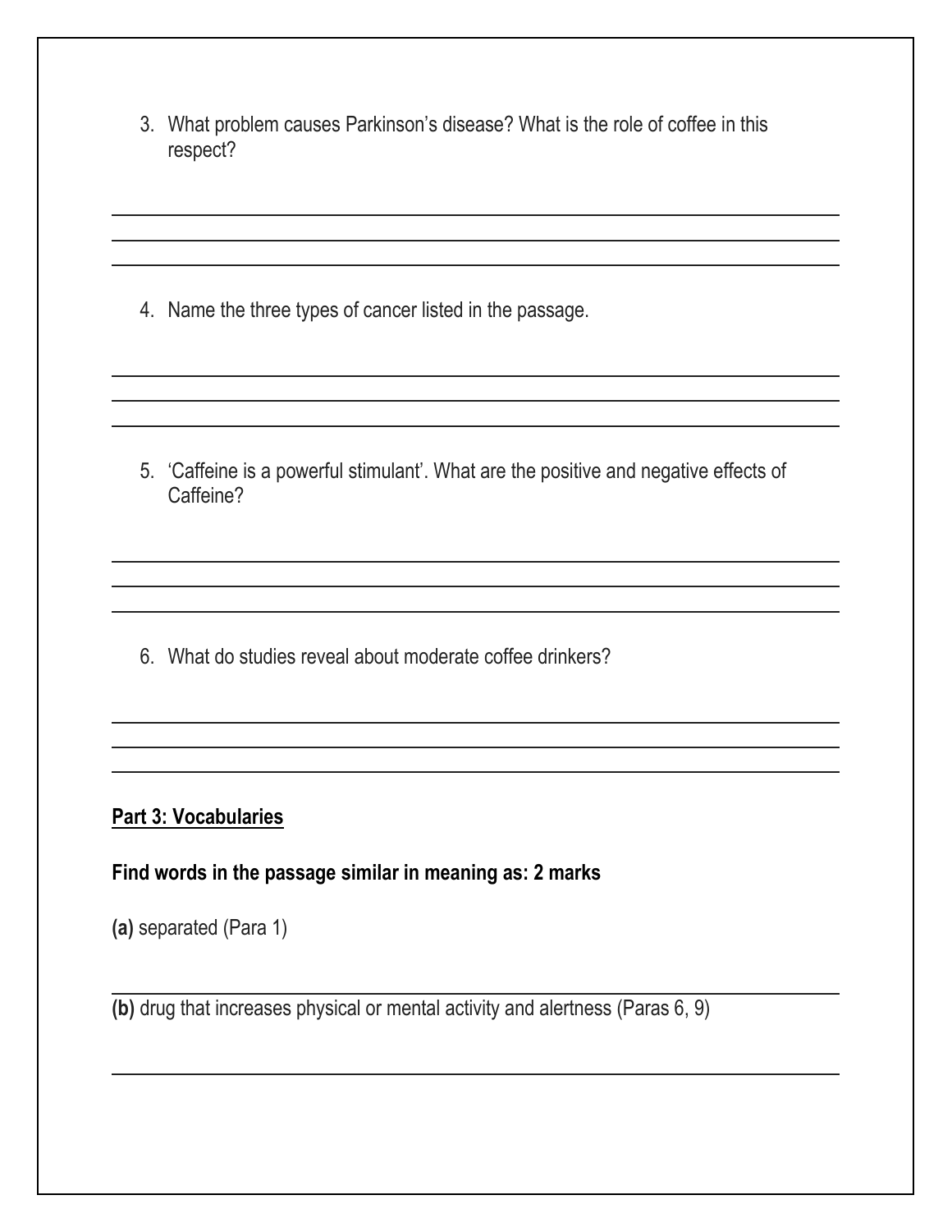3. What problem causes Parkinson's disease? What is the role of coffee in this respect?

4. Name the three types of cancer listed in the passage.

5. 'Caffeine is a powerful stimulant'. What are the positive and negative effects of Caffeine?

6. What do studies reveal about moderate coffee drinkers?

**Part 3: Vocabularies**

**Find words in the passage similar in meaning as: 2 marks**

**(a)** separated (Para 1)

**(b)** drug that increases physical or mental activity and alertness (Paras 6, 9)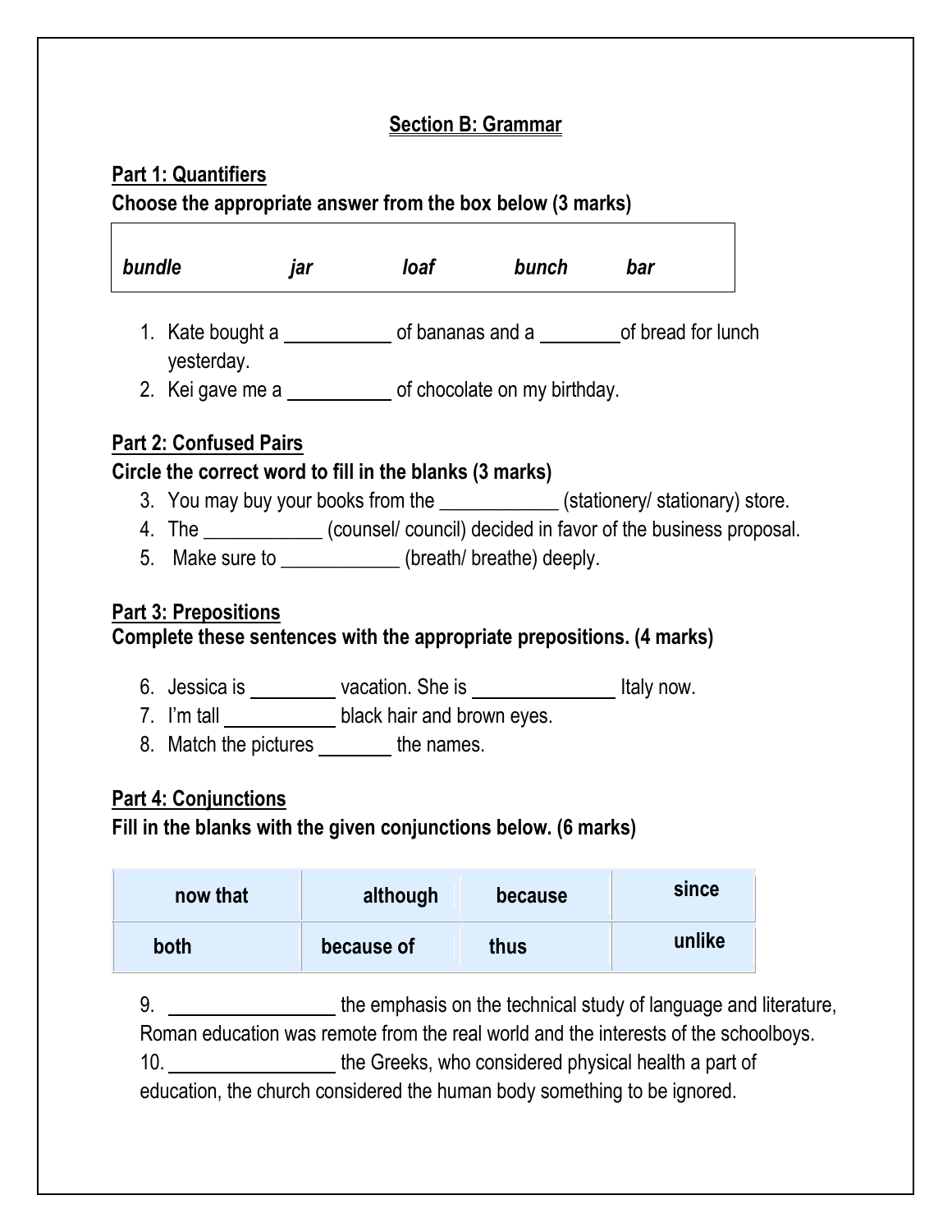## Section B: Grammar

**Part 1: Quantifiers**

**Choose the appropriate answer from the box below (3 marks)**

| *bundle* | *jar* | *loaf* | *bunch* | *bar* |
|---|---|---|---|---|

1. Kate bought a __________ of bananas and a ________of bread for lunch yesterday.
2. Kei gave me a __________ of chocolate on my birthday.

**Part 2: Confused Pairs**

**Circle the correct word to fill in the blanks (3 marks)**

3. You may buy your books from the ____________ (stationery/ stationary) store.
4. The ____________ (counsel/ council) decided in favor of the business proposal.
5. Make sure to ____________ (breath/ breathe) deeply.

**Part 3: Prepositions**

**Complete these sentences with the appropriate prepositions. (4 marks)**

6. Jessica is ________ vacation. She is ______________ Italy now.
7. I'm tall __________ black hair and brown eyes.
8. Match the pictures _______ the names.

**Part 4: Conjunctions**

**Fill in the blanks with the given conjunctions below. (6 marks)**

| now that | although | because | since |
|---|---|---|---|
| both | because of | thus | unlike |

9. ________________ the emphasis on the technical study of language and literature, Roman education was remote from the real world and the interests of the schoolboys.
10. ________________ the Greeks, who considered physical health a part of education, the church considered the human body something to be ignored.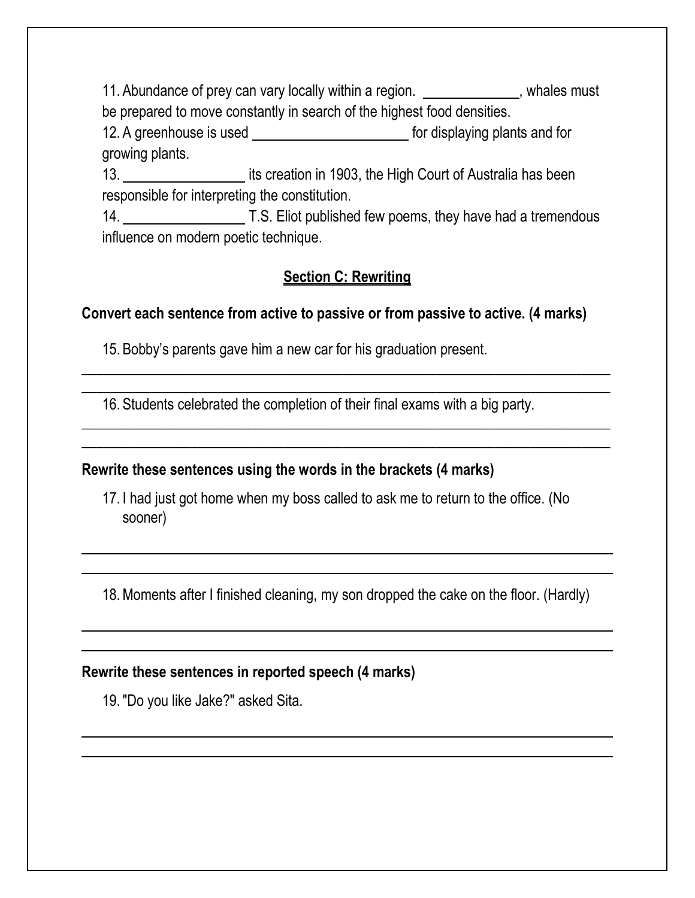11. Abundance of prey can vary locally within a region. _____________, whales must be prepared to move constantly in search of the highest food densities.
12. A greenhouse is used _____________________ for displaying plants and for growing plants.
13. ________________ its creation in 1903, the High Court of Australia has been responsible for interpreting the constitution.
14. ________________ T.S. Eliot published few poems, they have had a tremendous influence on modern poetic technique.

## Section C: Rewriting

**Convert each sentence from active to passive or from passive to active. (4 marks)**

15. Bobby's parents gave him a new car for his graduation present.

_______________________________________________________________________________

_______________________________________________________________________________

16. Students celebrated the completion of their final exams with a big party.

_______________________________________________________________________________

_______________________________________________________________________________

**Rewrite these sentences using the words in the brackets (4 marks)**

17. I had just got home when my boss called to ask me to return to the office. (No sooner)

_______________________________________________________________________________

_______________________________________________________________________________

18. Moments after I finished cleaning, my son dropped the cake on the floor. (Hardly)

_______________________________________________________________________________

_______________________________________________________________________________

**Rewrite these sentences in reported speech (4 marks)**

19. "Do you like Jake?" asked Sita.

_______________________________________________________________________________

_______________________________________________________________________________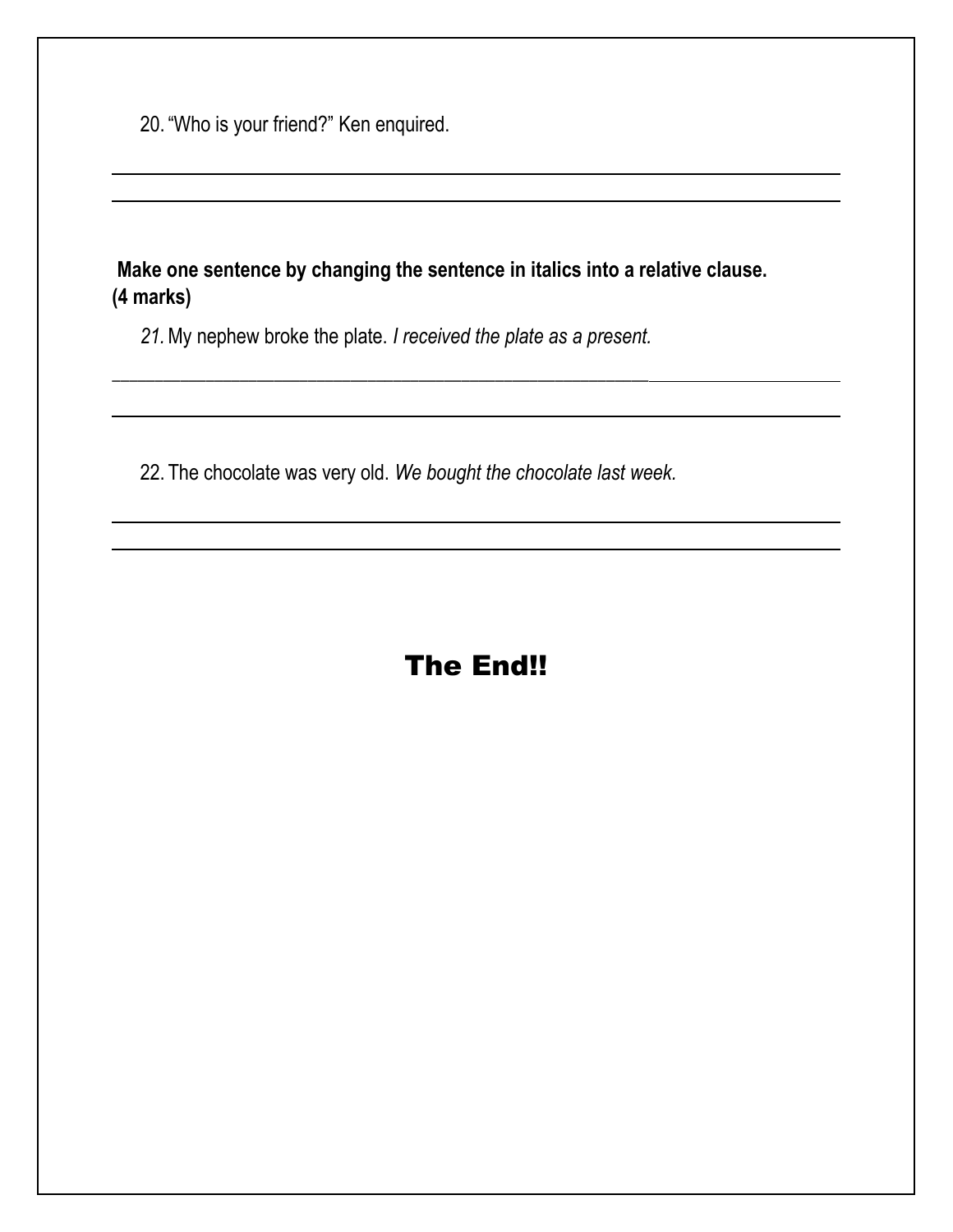20. "Who is your friend?" Ken enquired.

**Make one sentence by changing the sentence in italics into a relative clause. (4 marks)**

*21.* My nephew broke the plate. *I received the plate as a present.*

22. The chocolate was very old. *We bought the chocolate last week.*

# The End!!